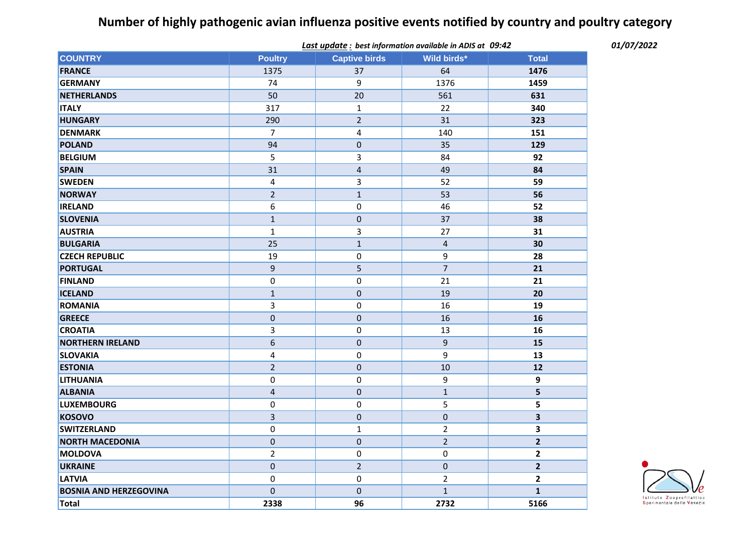# Number of highly pathogenic avian influenza positive events notified by country and poultry category

***Last update* : *best information available in ADIS at 09:42*** ***01/07/2022***

| COUNTRY | Poultry | Captive birds | Wild birds* | Total |
|---|---|---|---|---|
| **FRANCE** | 1375 | 37 | 64 | **1476** |
| **GERMANY** | 74 | 9 | 1376 | **1459** |
| **NETHERLANDS** | 50 | 20 | 561 | **631** |
| **ITALY** | 317 | 1 | 22 | **340** |
| **HUNGARY** | 290 | 2 | 31 | **323** |
| **DENMARK** | 7 | 4 | 140 | **151** |
| **POLAND** | 94 | 0 | 35 | **129** |
| **BELGIUM** | 5 | 3 | 84 | **92** |
| **SPAIN** | 31 | 4 | 49 | **84** |
| **SWEDEN** | 4 | 3 | 52 | **59** |
| **NORWAY** | 2 | 1 | 53 | **56** |
| **IRELAND** | 6 | 0 | 46 | **52** |
| **SLOVENIA** | 1 | 0 | 37 | **38** |
| **AUSTRIA** | 1 | 3 | 27 | **31** |
| **BULGARIA** | 25 | 1 | 4 | **30** |
| **CZECH REPUBLIC** | 19 | 0 | 9 | **28** |
| **PORTUGAL** | 9 | 5 | 7 | **21** |
| **FINLAND** | 0 | 0 | 21 | **21** |
| **ICELAND** | 1 | 0 | 19 | **20** |
| **ROMANIA** | 3 | 0 | 16 | **19** |
| **GREECE** | 0 | 0 | 16 | **16** |
| **CROATIA** | 3 | 0 | 13 | **16** |
| **NORTHERN IRELAND** | 6 | 0 | 9 | **15** |
| **SLOVAKIA** | 4 | 0 | 9 | **13** |
| **ESTONIA** | 2 | 0 | 10 | **12** |
| **LITHUANIA** | 0 | 0 | 9 | **9** |
| **ALBANIA** | 4 | 0 | 1 | **5** |
| **LUXEMBOURG** | 0 | 0 | 5 | **5** |
| **KOSOVO** | 3 | 0 | 0 | **3** |
| **SWITZERLAND** | 0 | 1 | 2 | **3** |
| **NORTH MACEDONIA** | 0 | 0 | 2 | **2** |
| **MOLDOVA** | 2 | 0 | 0 | **2** |
| **UKRAINE** | 0 | 2 | 0 | **2** |
| **LATVIA** | 0 | 0 | 2 | **2** |
| **BOSNIA AND HERZEGOVINA** | 0 | 0 | 1 | **1** |
| **Total** | **2338** | **96** | **2732** | **5166** |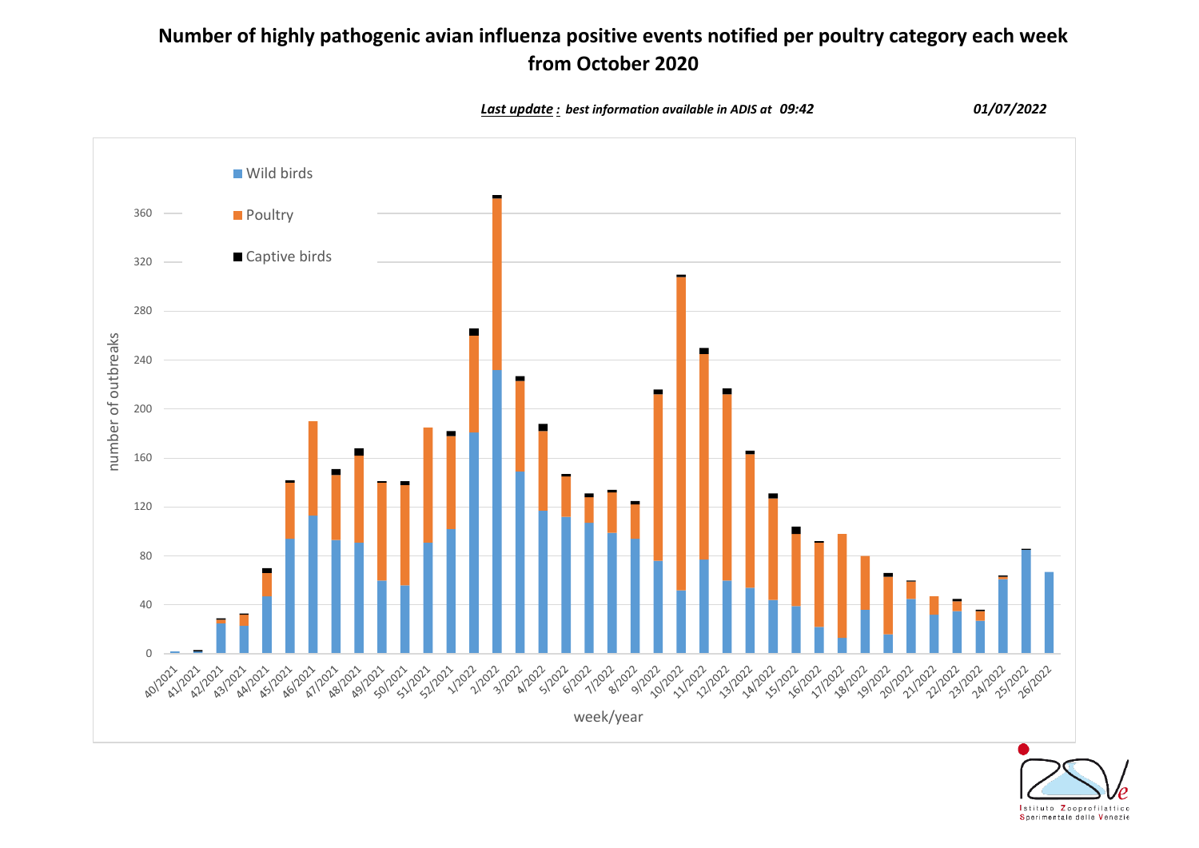# Number of highly pathogenic avian influenza positive events notified per poultry category each week from October 2020

*__Last update :__ best information available in ADIS at 09:42* *01/07/2022*

Wild birds

Poultry

Captive birds

number of outbreaks

0
40
80
120
160
200
240
280
320
360

40/2021, 41/2021, 42/2021, 43/2021, 44/2021, 45/2021, 46/2021, 47/2021, 48/2021, 49/2021, 50/2021, 51/2021, 52/2021, 1/2022, 2/2022, 3/2022, 4/2022, 5/2022, 6/2022, 7/2022, 8/2022, 9/2022, 10/2022, 11/2022, 12/2022, 13/2022, 14/2022, 15/2022, 16/2022, 17/2022, 18/2022, 19/2022, 20/2022, 21/2022, 22/2022, 23/2022, 24/2022, 25/2022, 26/2022

week/year

Istituto Zooprofilattico Sperimentale delle Venezie